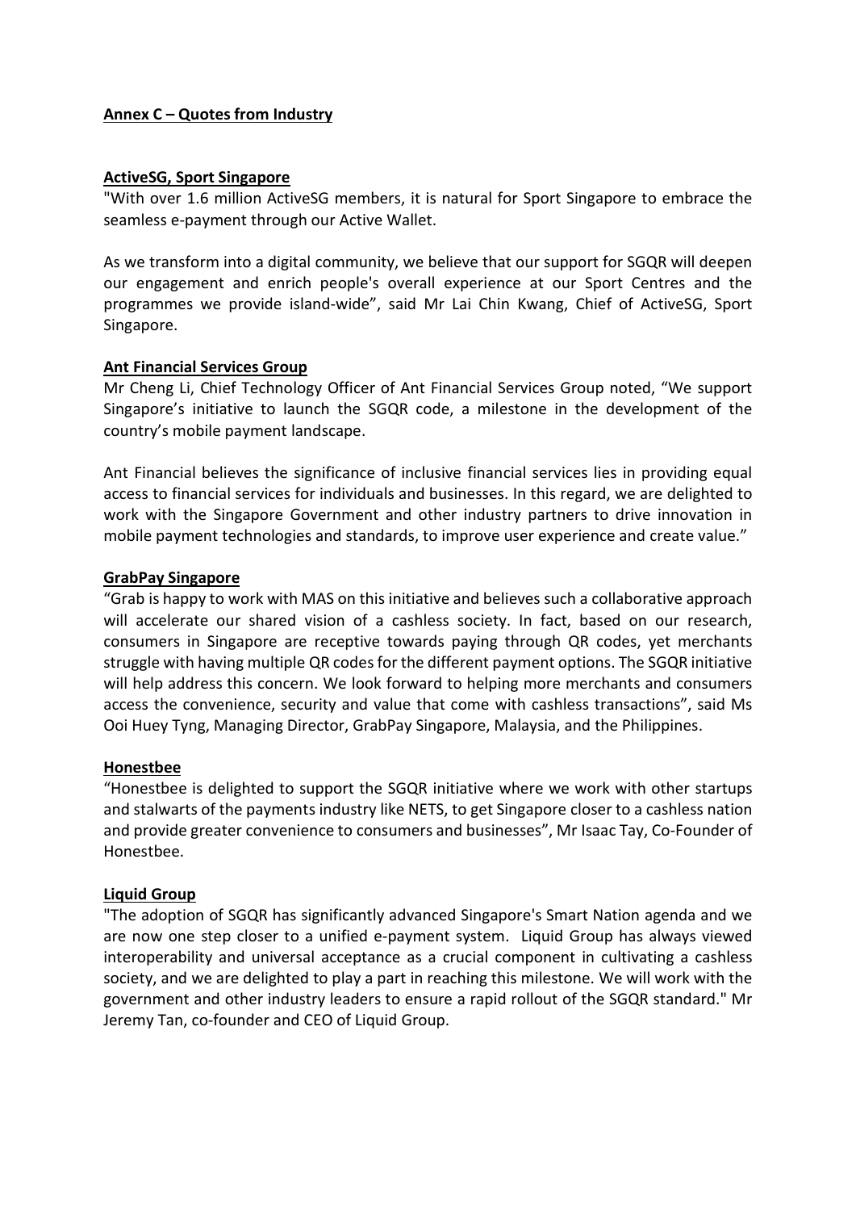## Annex C – Quotes from Industry

### ActiveSG, Sport Singapore

"With over 1.6 million ActiveSG members, it is natural for Sport Singapore to embrace the seamless e-payment through our Active Wallet.

As we transform into a digital community, we believe that our support for SGQR will deepen our engagement and enrich people's overall experience at our Sport Centres and the programmes we provide island-wide", said Mr Lai Chin Kwang, Chief of ActiveSG, Sport Singapore.

### Ant Financial Services Group

Mr Cheng Li, Chief Technology Officer of Ant Financial Services Group noted, "We support Singapore's initiative to launch the SGQR code, a milestone in the development of the country's mobile payment landscape.

Ant Financial believes the significance of inclusive financial services lies in providing equal access to financial services for individuals and businesses. In this regard, we are delighted to work with the Singapore Government and other industry partners to drive innovation in mobile payment technologies and standards, to improve user experience and create value."

### GrabPay Singapore

"Grab is happy to work with MAS on this initiative and believes such a collaborative approach will accelerate our shared vision of a cashless society. In fact, based on our research, consumers in Singapore are receptive towards paying through QR codes, yet merchants struggle with having multiple QR codes for the different payment options. The SGQR initiative will help address this concern. We look forward to helping more merchants and consumers access the convenience, security and value that come with cashless transactions", said Ms Ooi Huey Tyng, Managing Director, GrabPay Singapore, Malaysia, and the Philippines.

### Honestbee

"Honestbee is delighted to support the SGQR initiative where we work with other startups and stalwarts of the payments industry like NETS, to get Singapore closer to a cashless nation and provide greater convenience to consumers and businesses", Mr Isaac Tay, Co-Founder of Honestbee.

### Liquid Group

"The adoption of SGQR has significantly advanced Singapore's Smart Nation agenda and we are now one step closer to a unified e-payment system. Liquid Group has always viewed interoperability and universal acceptance as a crucial component in cultivating a cashless society, and we are delighted to play a part in reaching this milestone. We will work with the government and other industry leaders to ensure a rapid rollout of the SGQR standard." Mr Jeremy Tan, co-founder and CEO of Liquid Group.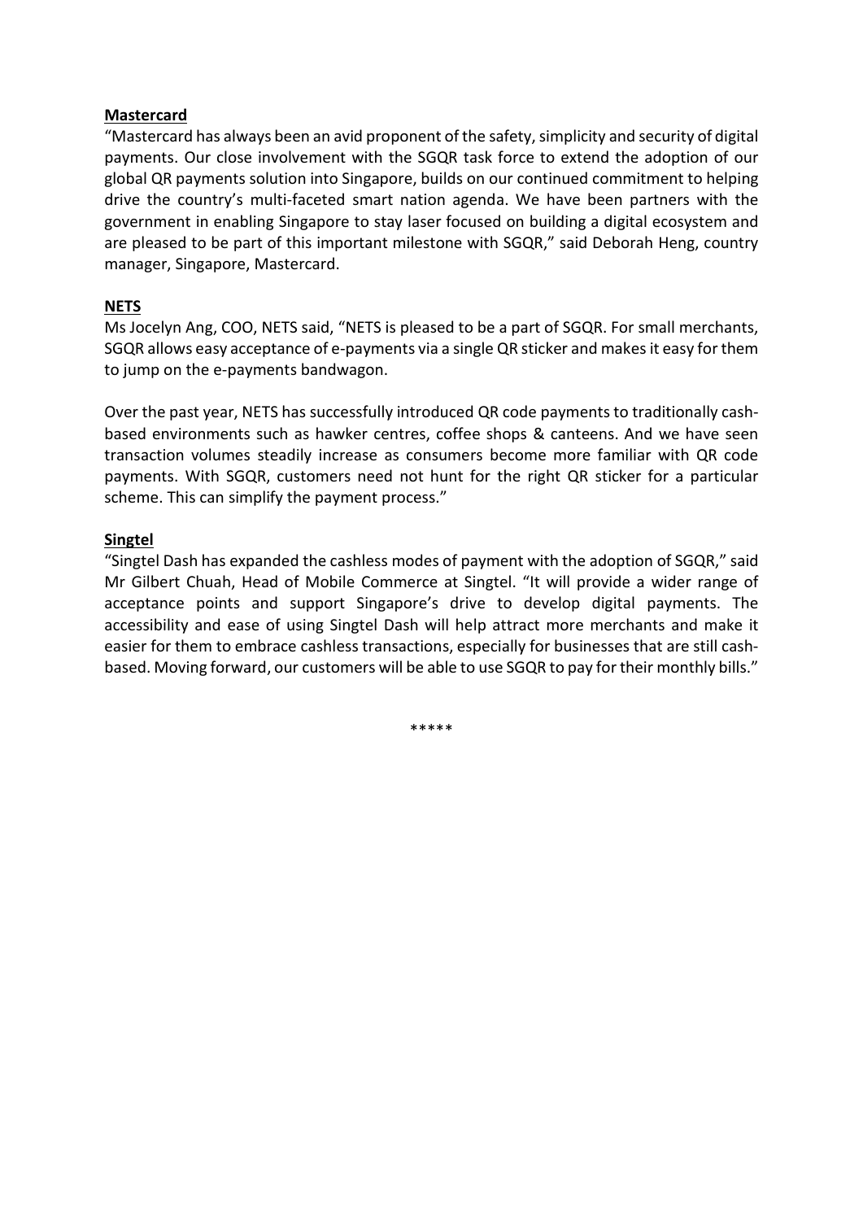**Mastercard**

"Mastercard has always been an avid proponent of the safety, simplicity and security of digital payments. Our close involvement with the SGQR task force to extend the adoption of our global QR payments solution into Singapore, builds on our continued commitment to helping drive the country's multi-faceted smart nation agenda. We have been partners with the government in enabling Singapore to stay laser focused on building a digital ecosystem and are pleased to be part of this important milestone with SGQR," said Deborah Heng, country manager, Singapore, Mastercard.

**NETS**

Ms Jocelyn Ang, COO, NETS said, "NETS is pleased to be a part of SGQR. For small merchants, SGQR allows easy acceptance of e-payments via a single QR sticker and makes it easy for them to jump on the e-payments bandwagon.

Over the past year, NETS has successfully introduced QR code payments to traditionally cash-based environments such as hawker centres, coffee shops & canteens. And we have seen transaction volumes steadily increase as consumers become more familiar with QR code payments. With SGQR, customers need not hunt for the right QR sticker for a particular scheme. This can simplify the payment process."

**Singtel**

"Singtel Dash has expanded the cashless modes of payment with the adoption of SGQR," said Mr Gilbert Chuah, Head of Mobile Commerce at Singtel. "It will provide a wider range of acceptance points and support Singapore's drive to develop digital payments. The accessibility and ease of using Singtel Dash will help attract more merchants and make it easier for them to embrace cashless transactions, especially for businesses that are still cash-based. Moving forward, our customers will be able to use SGQR to pay for their monthly bills."

*****